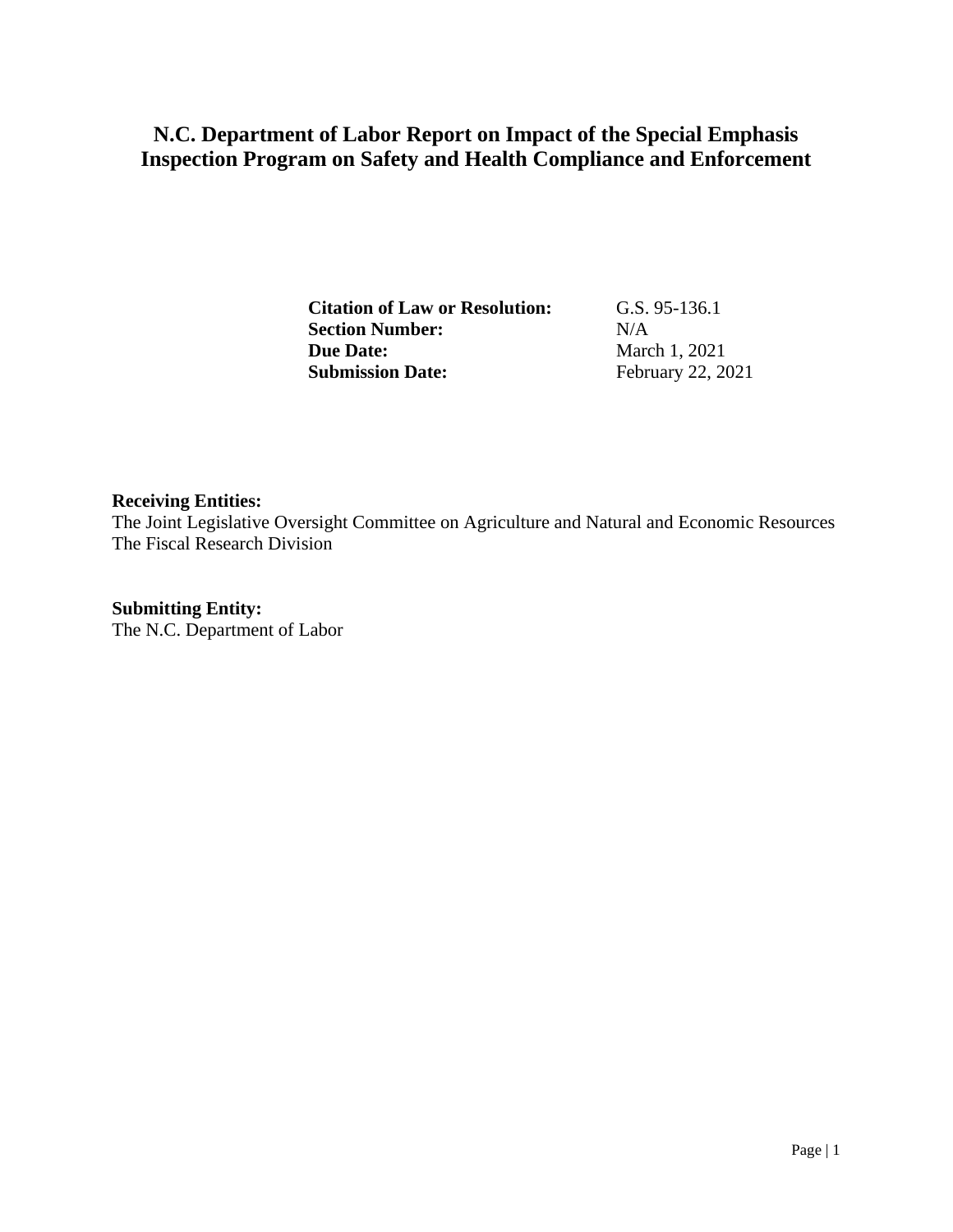# N.C. Department of Labor Report on Impact of the Special Emphasis Inspection Program on Safety and Health Compliance and Enforcement

| | |
|---|---|
| **Citation of Law or Resolution:** | G.S. 95-136.1 |
| **Section Number:** | N/A |
| **Due Date:** | March 1, 2021 |
| **Submission Date:** | February 22, 2021 |

**Receiving Entities:**
The Joint Legislative Oversight Committee on Agriculture and Natural and Economic Resources
The Fiscal Research Division

**Submitting Entity:**
The N.C. Department of Labor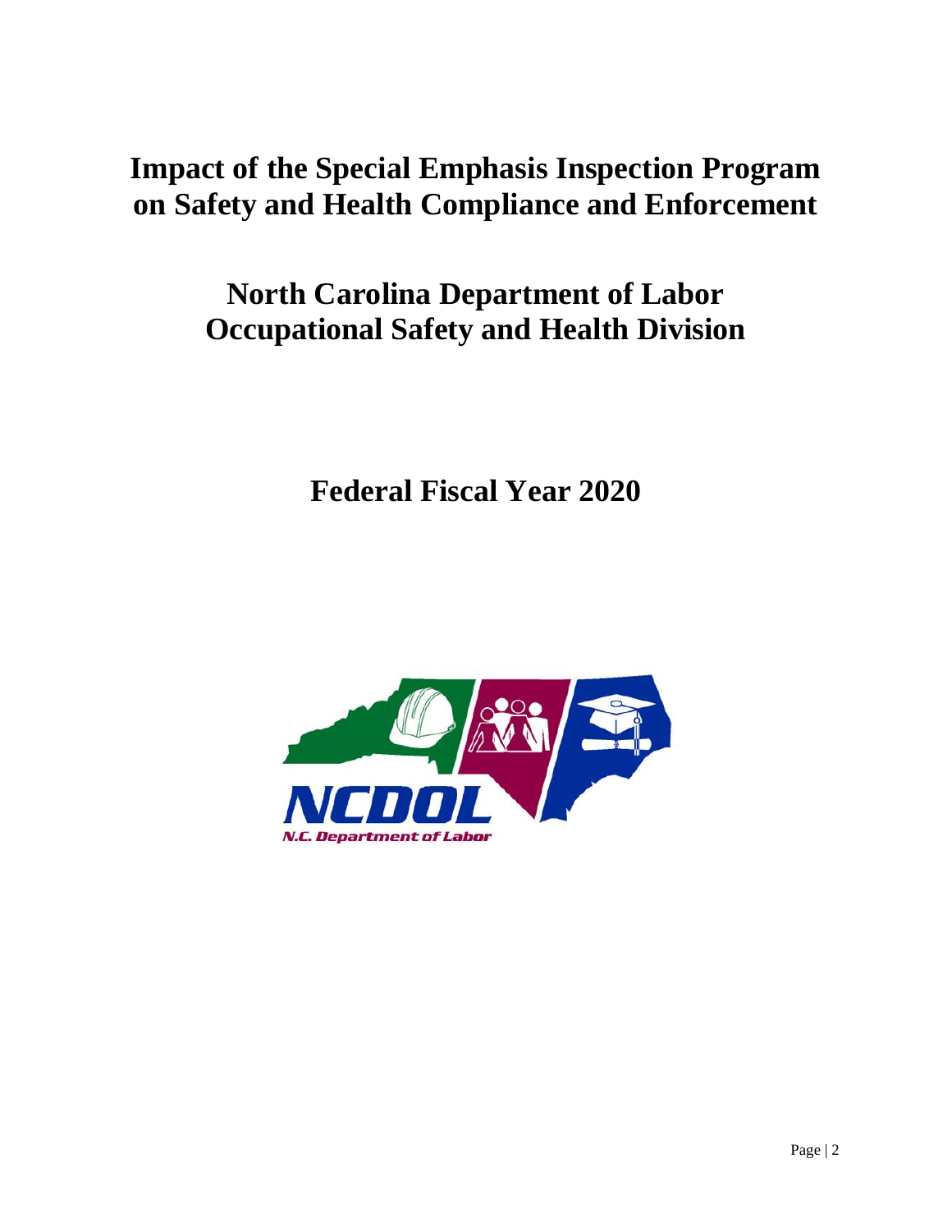# Impact of the Special Emphasis Inspection Program on Safety and Health Compliance and Enforcement

## North Carolina Department of Labor Occupational Safety and Health Division

## Federal Fiscal Year 2020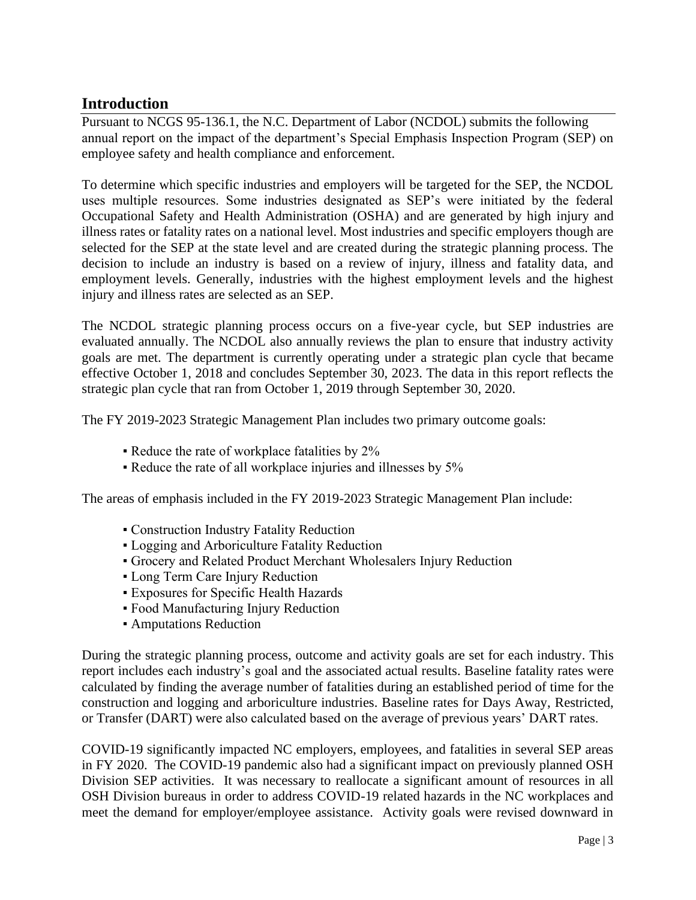## Introduction

Pursuant to NCGS 95-136.1, the N.C. Department of Labor (NCDOL) submits the following annual report on the impact of the department's Special Emphasis Inspection Program (SEP) on employee safety and health compliance and enforcement.

To determine which specific industries and employers will be targeted for the SEP, the NCDOL uses multiple resources. Some industries designated as SEP's were initiated by the federal Occupational Safety and Health Administration (OSHA) and are generated by high injury and illness rates or fatality rates on a national level. Most industries and specific employers though are selected for the SEP at the state level and are created during the strategic planning process. The decision to include an industry is based on a review of injury, illness and fatality data, and employment levels. Generally, industries with the highest employment levels and the highest injury and illness rates are selected as an SEP.

The NCDOL strategic planning process occurs on a five-year cycle, but SEP industries are evaluated annually. The NCDOL also annually reviews the plan to ensure that industry activity goals are met. The department is currently operating under a strategic plan cycle that became effective October 1, 2018 and concludes September 30, 2023. The data in this report reflects the strategic plan cycle that ran from October 1, 2019 through September 30, 2020.

The FY 2019-2023 Strategic Management Plan includes two primary outcome goals:

- Reduce the rate of workplace fatalities by 2%
- Reduce the rate of all workplace injuries and illnesses by 5%

The areas of emphasis included in the FY 2019-2023 Strategic Management Plan include:

- Construction Industry Fatality Reduction
- Logging and Arboriculture Fatality Reduction
- Grocery and Related Product Merchant Wholesalers Injury Reduction
- Long Term Care Injury Reduction
- Exposures for Specific Health Hazards
- Food Manufacturing Injury Reduction
- Amputations Reduction

During the strategic planning process, outcome and activity goals are set for each industry. This report includes each industry's goal and the associated actual results. Baseline fatality rates were calculated by finding the average number of fatalities during an established period of time for the construction and logging and arboriculture industries. Baseline rates for Days Away, Restricted, or Transfer (DART) were also calculated based on the average of previous years' DART rates.

COVID-19 significantly impacted NC employers, employees, and fatalities in several SEP areas in FY 2020. The COVID-19 pandemic also had a significant impact on previously planned OSH Division SEP activities. It was necessary to reallocate a significant amount of resources in all OSH Division bureaus in order to address COVID-19 related hazards in the NC workplaces and meet the demand for employer/employee assistance. Activity goals were revised downward in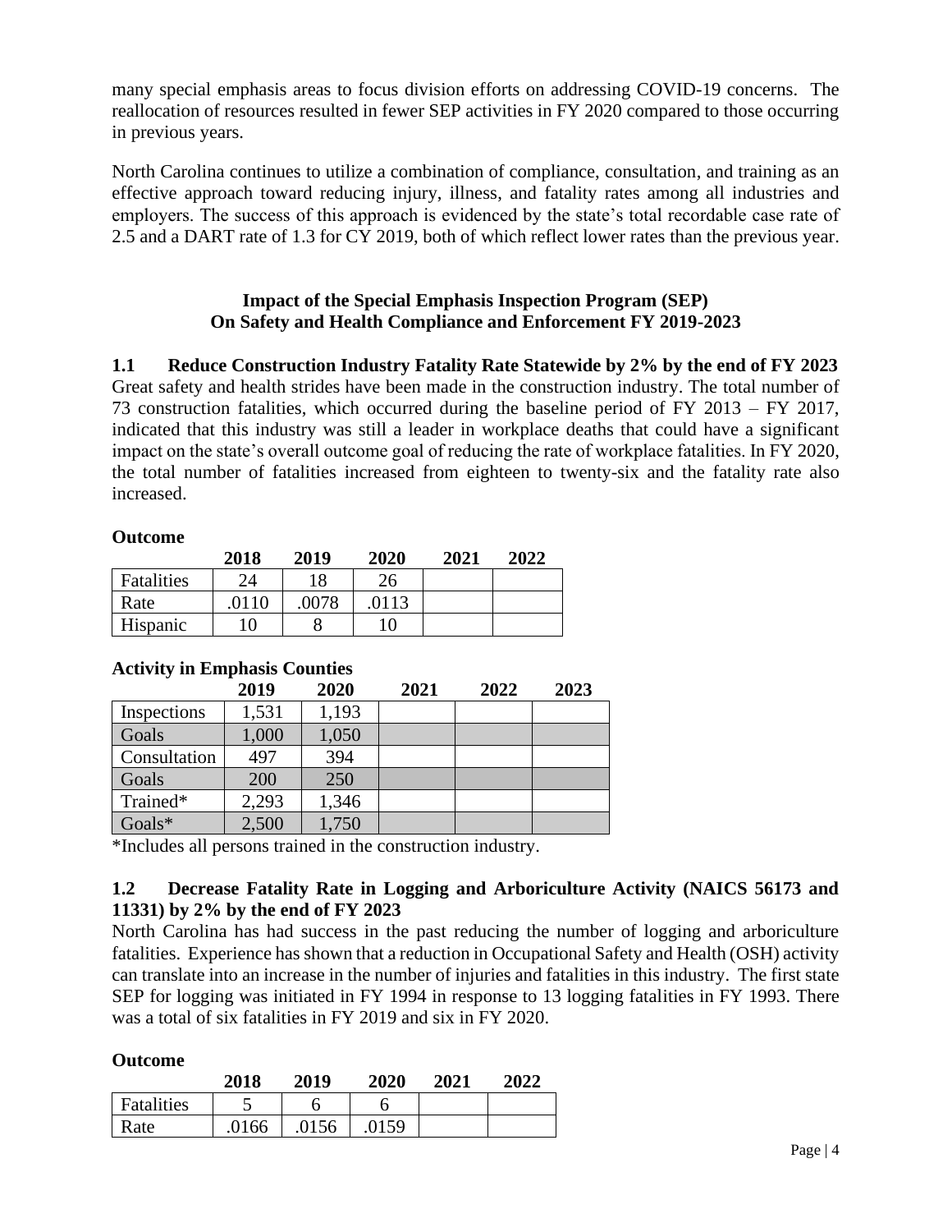many special emphasis areas to focus division efforts on addressing COVID-19 concerns. The reallocation of resources resulted in fewer SEP activities in FY 2020 compared to those occurring in previous years.

North Carolina continues to utilize a combination of compliance, consultation, and training as an effective approach toward reducing injury, illness, and fatality rates among all industries and employers. The success of this approach is evidenced by the state's total recordable case rate of 2.5 and a DART rate of 1.3 for CY 2019, both of which reflect lower rates than the previous year.

## Impact of the Special Emphasis Inspection Program (SEP) On Safety and Health Compliance and Enforcement FY 2019-2023

### 1.1 Reduce Construction Industry Fatality Rate Statewide by 2% by the end of FY 2023

Great safety and health strides have been made in the construction industry. The total number of 73 construction fatalities, which occurred during the baseline period of FY 2013 – FY 2017, indicated that this industry was still a leader in workplace deaths that could have a significant impact on the state's overall outcome goal of reducing the rate of workplace fatalities. In FY 2020, the total number of fatalities increased from eighteen to twenty-six and the fatality rate also increased.

**Outcome**

| | 2018 | 2019 | 2020 | 2021 | 2022 |
|---|---|---|---|---|---|
| Fatalities | 24 | 18 | 26 | | |
| Rate | .0110 | .0078 | .0113 | | |
| Hispanic | 10 | 8 | 10 | | |

**Activity in Emphasis Counties**

| | 2019 | 2020 | 2021 | 2022 | 2023 |
|---|---|---|---|---|---|
| Inspections | 1,531 | 1,193 | | | |
| Goals | 1,000 | 1,050 | | | |
| Consultation | 497 | 394 | | | |
| Goals | 200 | 250 | | | |
| Trained* | 2,293 | 1,346 | | | |
| Goals* | 2,500 | 1,750 | | | |

*Includes all persons trained in the construction industry.

### 1.2 Decrease Fatality Rate in Logging and Arboriculture Activity (NAICS 56173 and 11331) by 2% by the end of FY 2023

North Carolina has had success in the past reducing the number of logging and arboriculture fatalities. Experience has shown that a reduction in Occupational Safety and Health (OSH) activity can translate into an increase in the number of injuries and fatalities in this industry. The first state SEP for logging was initiated in FY 1994 in response to 13 logging fatalities in FY 1993. There was a total of six fatalities in FY 2019 and six in FY 2020.

**Outcome**

| | 2018 | 2019 | 2020 | 2021 | 2022 |
|---|---|---|---|---|---|
| Fatalities | 5 | 6 | 6 | | |
| Rate | .0166 | .0156 | .0159 | | |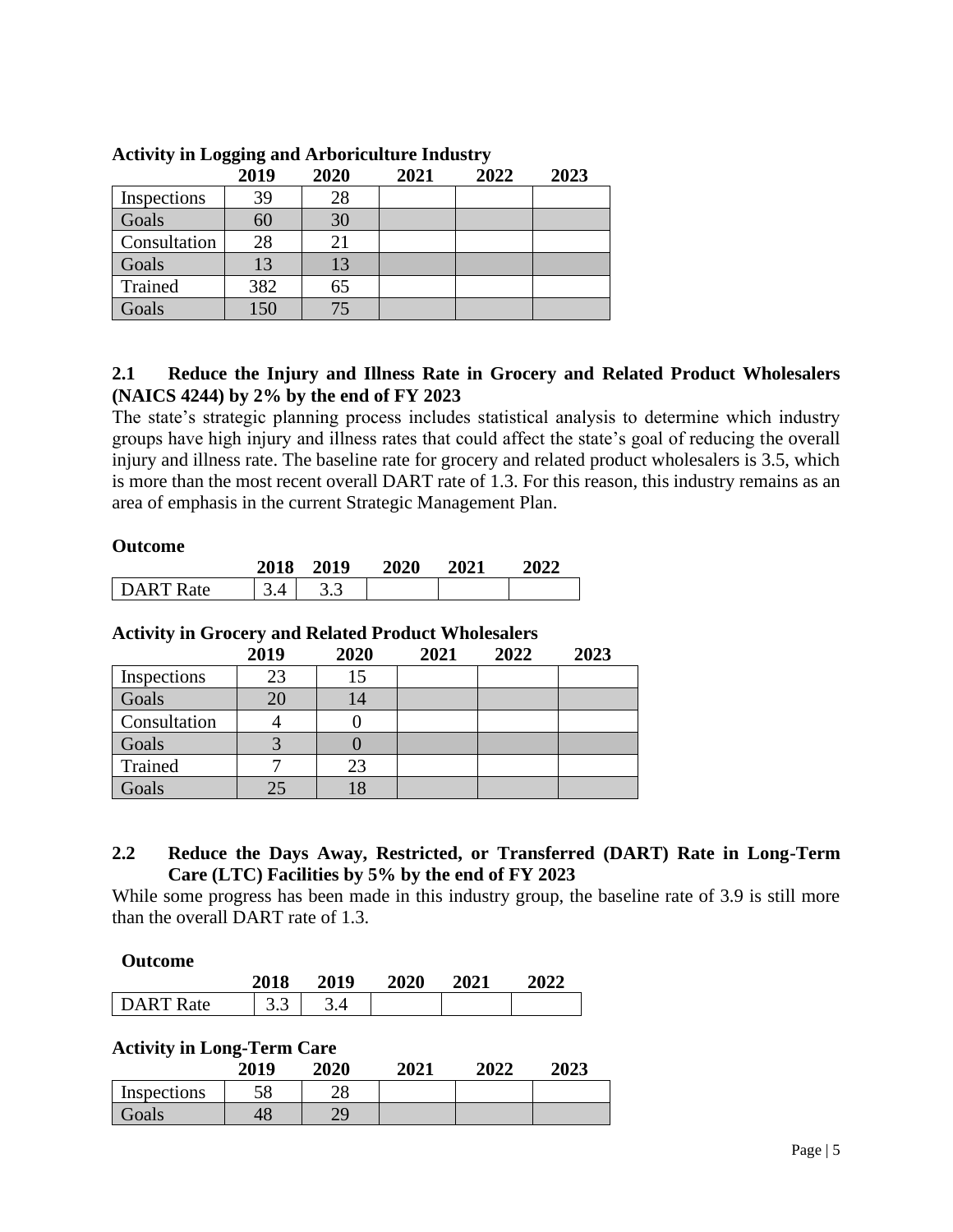**Activity in Logging and Arboriculture Industry**

| | 2019 | 2020 | 2021 | 2022 | 2023 |
|---|---|---|---|---|---|
| Inspections | 39 | 28 | | | |
| Goals | 60 | 30 | | | |
| Consultation | 28 | 21 | | | |
| Goals | 13 | 13 | | | |
| Trained | 382 | 65 | | | |
| Goals | 150 | 75 | | | |

### 2.1 Reduce the Injury and Illness Rate in Grocery and Related Product Wholesalers (NAICS 4244) by 2% by the end of FY 2023

The state's strategic planning process includes statistical analysis to determine which industry groups have high injury and illness rates that could affect the state's goal of reducing the overall injury and illness rate. The baseline rate for grocery and related product wholesalers is 3.5, which is more than the most recent overall DART rate of 1.3. For this reason, this industry remains as an area of emphasis in the current Strategic Management Plan.

**Outcome**

| | 2018 | 2019 | 2020 | 2021 | 2022 |
|---|---|---|---|---|---|
| DART Rate | 3.4 | 3.3 | | | |

**Activity in Grocery and Related Product Wholesalers**

| | 2019 | 2020 | 2021 | 2022 | 2023 |
|---|---|---|---|---|---|
| Inspections | 23 | 15 | | | |
| Goals | 20 | 14 | | | |
| Consultation | 4 | 0 | | | |
| Goals | 3 | 0 | | | |
| Trained | 7 | 23 | | | |
| Goals | 25 | 18 | | | |

### 2.2 Reduce the Days Away, Restricted, or Transferred (DART) Rate in Long-Term Care (LTC) Facilities by 5% by the end of FY 2023

While some progress has been made in this industry group, the baseline rate of 3.9 is still more than the overall DART rate of 1.3.

**Outcome**

| | 2018 | 2019 | 2020 | 2021 | 2022 |
|---|---|---|---|---|---|
| DART Rate | 3.3 | 3.4 | | | |

**Activity in Long-Term Care**

| | 2019 | 2020 | 2021 | 2022 | 2023 |
|---|---|---|---|---|---|
| Inspections | 58 | 28 | | | |
| Goals | 48 | 29 | | | |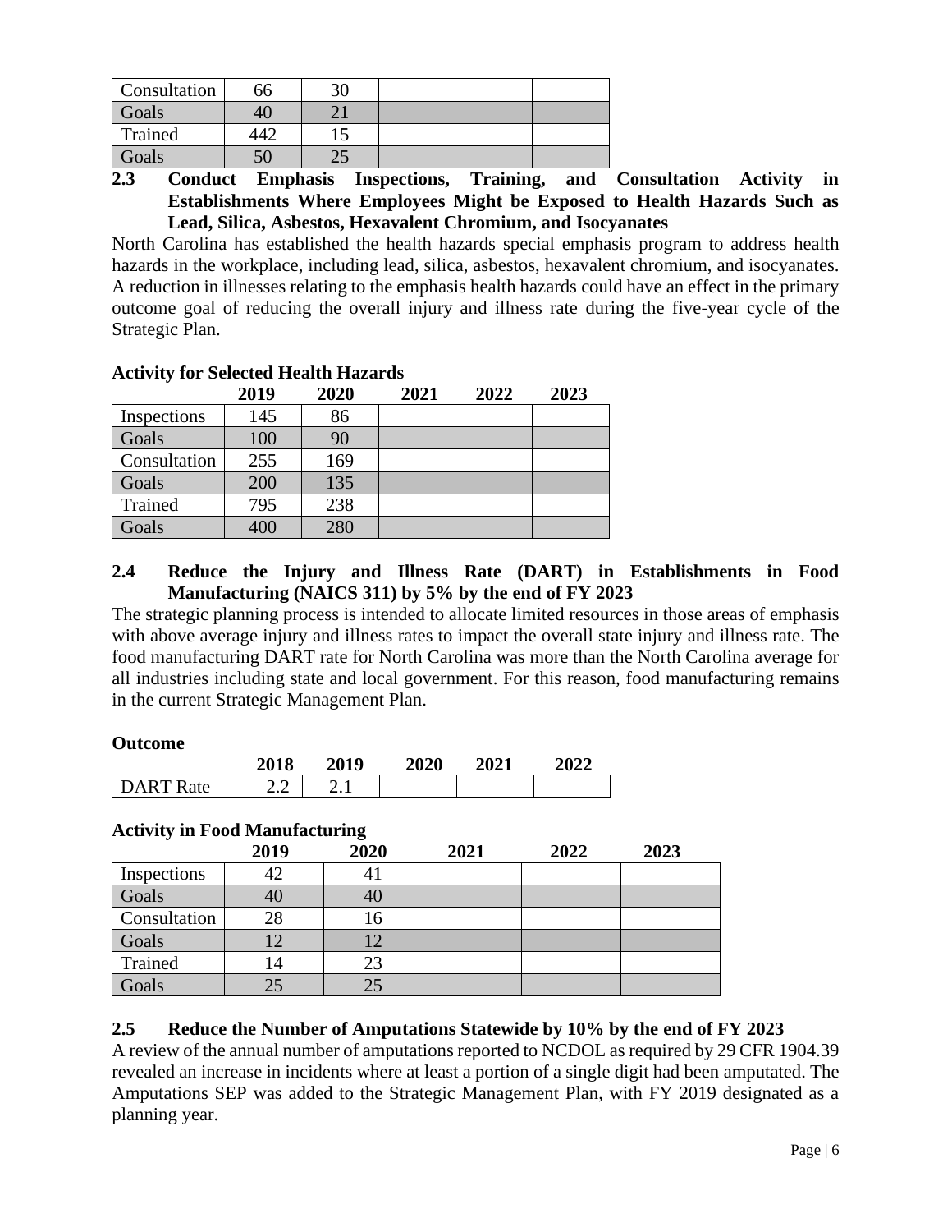| | | | | | |
|---|---|---|---|---|---|
| Consultation | 66 | 30 | | | |
| Goals | 40 | 21 | | | |
| Trained | 442 | 15 | | | |
| Goals | 50 | 25 | | | |

### 2.3 Conduct Emphasis Inspections, Training, and Consultation Activity in Establishments Where Employees Might be Exposed to Health Hazards Such as Lead, Silica, Asbestos, Hexavalent Chromium, and Isocyanates

North Carolina has established the health hazards special emphasis program to address health hazards in the workplace, including lead, silica, asbestos, hexavalent chromium, and isocyanates. A reduction in illnesses relating to the emphasis health hazards could have an effect in the primary outcome goal of reducing the overall injury and illness rate during the five-year cycle of the Strategic Plan.

**Activity for Selected Health Hazards**

| | 2019 | 2020 | 2021 | 2022 | 2023 |
|---|---|---|---|---|---|
| Inspections | 145 | 86 | | | |
| Goals | 100 | 90 | | | |
| Consultation | 255 | 169 | | | |
| Goals | 200 | 135 | | | |
| Trained | 795 | 238 | | | |
| Goals | 400 | 280 | | | |

### 2.4 Reduce the Injury and Illness Rate (DART) in Establishments in Food Manufacturing (NAICS 311) by 5% by the end of FY 2023

The strategic planning process is intended to allocate limited resources in those areas of emphasis with above average injury and illness rates to impact the overall state injury and illness rate. The food manufacturing DART rate for North Carolina was more than the North Carolina average for all industries including state and local government. For this reason, food manufacturing remains in the current Strategic Management Plan.

**Outcome**

| | 2018 | 2019 | 2020 | 2021 | 2022 |
|---|---|---|---|---|---|
| DART Rate | 2.2 | 2.1 | | | |

**Activity in Food Manufacturing**

| | 2019 | 2020 | 2021 | 2022 | 2023 |
|---|---|---|---|---|---|
| Inspections | 42 | 41 | | | |
| Goals | 40 | 40 | | | |
| Consultation | 28 | 16 | | | |
| Goals | 12 | 12 | | | |
| Trained | 14 | 23 | | | |
| Goals | 25 | 25 | | | |

### 2.5 Reduce the Number of Amputations Statewide by 10% by the end of FY 2023

A review of the annual number of amputations reported to NCDOL as required by 29 CFR 1904.39 revealed an increase in incidents where at least a portion of a single digit had been amputated. The Amputations SEP was added to the Strategic Management Plan, with FY 2019 designated as a planning year.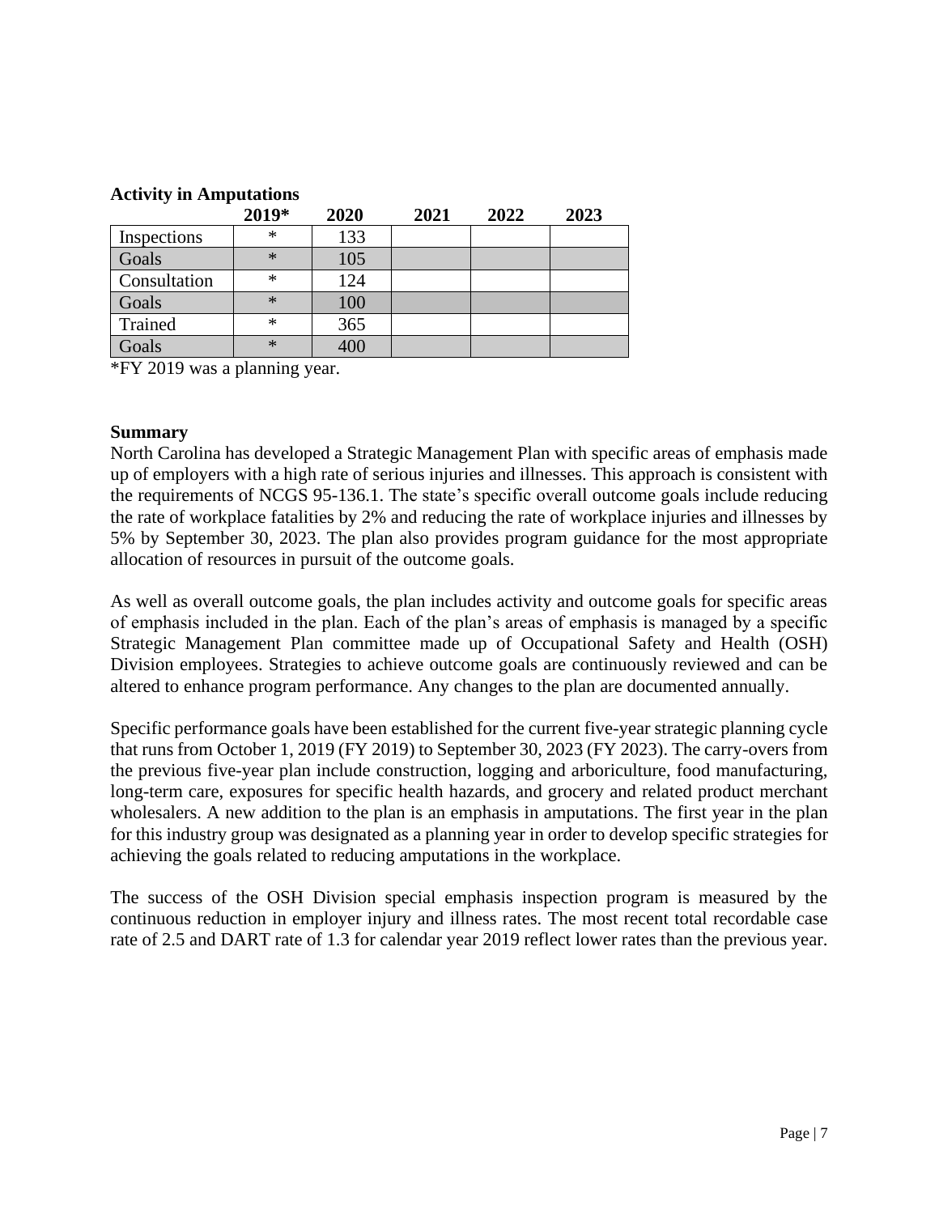**Activity in Amputations**

| | 2019* | 2020 | 2021 | 2022 | 2023 |
|---|---|---|---|---|---|
| Inspections | * | 133 | | | |
| Goals | * | 105 | | | |
| Consultation | * | 124 | | | |
| Goals | * | 100 | | | |
| Trained | * | 365 | | | |
| Goals | * | 400 | | | |

*FY 2019 was a planning year.

**Summary**

North Carolina has developed a Strategic Management Plan with specific areas of emphasis made up of employers with a high rate of serious injuries and illnesses. This approach is consistent with the requirements of NCGS 95-136.1. The state's specific overall outcome goals include reducing the rate of workplace fatalities by 2% and reducing the rate of workplace injuries and illnesses by 5% by September 30, 2023. The plan also provides program guidance for the most appropriate allocation of resources in pursuit of the outcome goals.

As well as overall outcome goals, the plan includes activity and outcome goals for specific areas of emphasis included in the plan. Each of the plan's areas of emphasis is managed by a specific Strategic Management Plan committee made up of Occupational Safety and Health (OSH) Division employees. Strategies to achieve outcome goals are continuously reviewed and can be altered to enhance program performance. Any changes to the plan are documented annually.

Specific performance goals have been established for the current five-year strategic planning cycle that runs from October 1, 2019 (FY 2019) to September 30, 2023 (FY 2023). The carry-overs from the previous five-year plan include construction, logging and arboriculture, food manufacturing, long-term care, exposures for specific health hazards, and grocery and related product merchant wholesalers. A new addition to the plan is an emphasis in amputations. The first year in the plan for this industry group was designated as a planning year in order to develop specific strategies for achieving the goals related to reducing amputations in the workplace.

The success of the OSH Division special emphasis inspection program is measured by the continuous reduction in employer injury and illness rates. The most recent total recordable case rate of 2.5 and DART rate of 1.3 for calendar year 2019 reflect lower rates than the previous year.